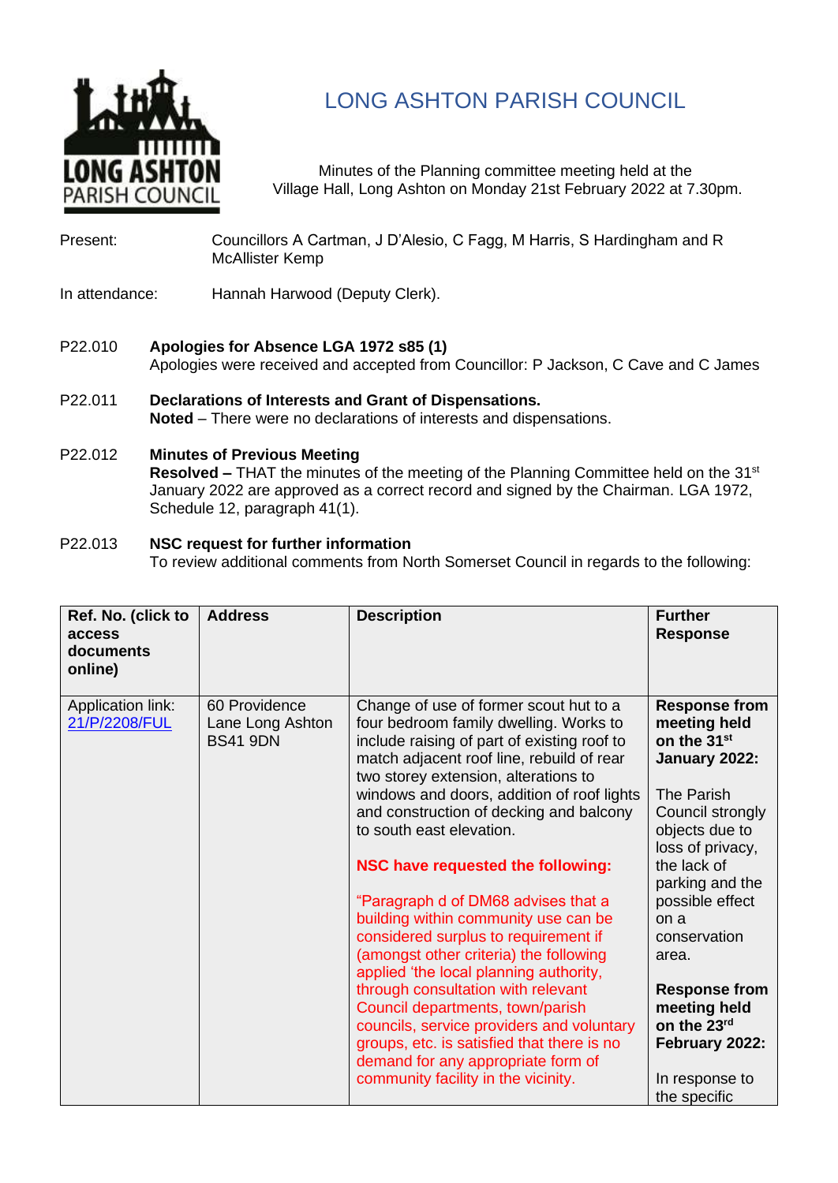# LONG ASHTON PARISH COUNCIL

Minutes of the Planning committee meeting held at the Village Hall, Long Ashton on Monday 21st February 2022 at 7.30pm.

Present: Councillors A Cartman, J D'Alesio, C Fagg, M Harris, S Hardingham and R McAllister Kemp

In attendance: Hannah Harwood (Deputy Clerk).

P22.010 **Apologies for Absence LGA 1972 s85 (1)**
Apologies were received and accepted from Councillor: P Jackson, C Cave and C James

P22.011 **Declarations of Interests and Grant of Dispensations.**
**Noted** – There were no declarations of interests and dispensations.

P22.012 **Minutes of Previous Meeting**
**Resolved –** THAT the minutes of the meeting of the Planning Committee held on the 31st January 2022 are approved as a correct record and signed by the Chairman. LGA 1972, Schedule 12, paragraph 41(1).

P22.013 **NSC request for further information**
To review additional comments from North Somerset Council in regards to the following:

| Ref. No. (click to access documents online) | Address | Description | Further Response |
|---|---|---|---|
| Application link: 21/P/2208/FUL | 60 Providence Lane Long Ashton BS41 9DN | Change of use of former scout hut to a four bedroom family dwelling. Works to include raising of part of existing roof to match adjacent roof line, rebuild of rear two storey extension, alterations to windows and doors, addition of roof lights and construction of decking and balcony to south east elevation.<br><br>**NSC have requested the following:**<br><br>"Paragraph d of DM68 advises that a building within community use can be considered surplus to requirement if (amongst other criteria) the following applied 'the local planning authority, through consultation with relevant Council departments, town/parish councils, service providers and voluntary groups, etc. is satisfied that there is no demand for any appropriate form of community facility in the vicinity. | **Response from meeting held on the 31st January 2022:**<br><br>The Parish Council strongly objects due to loss of privacy, the lack of parking and the possible effect on a conservation area.<br><br>**Response from meeting held on the 23rd February 2022:**<br><br>In response to the specific |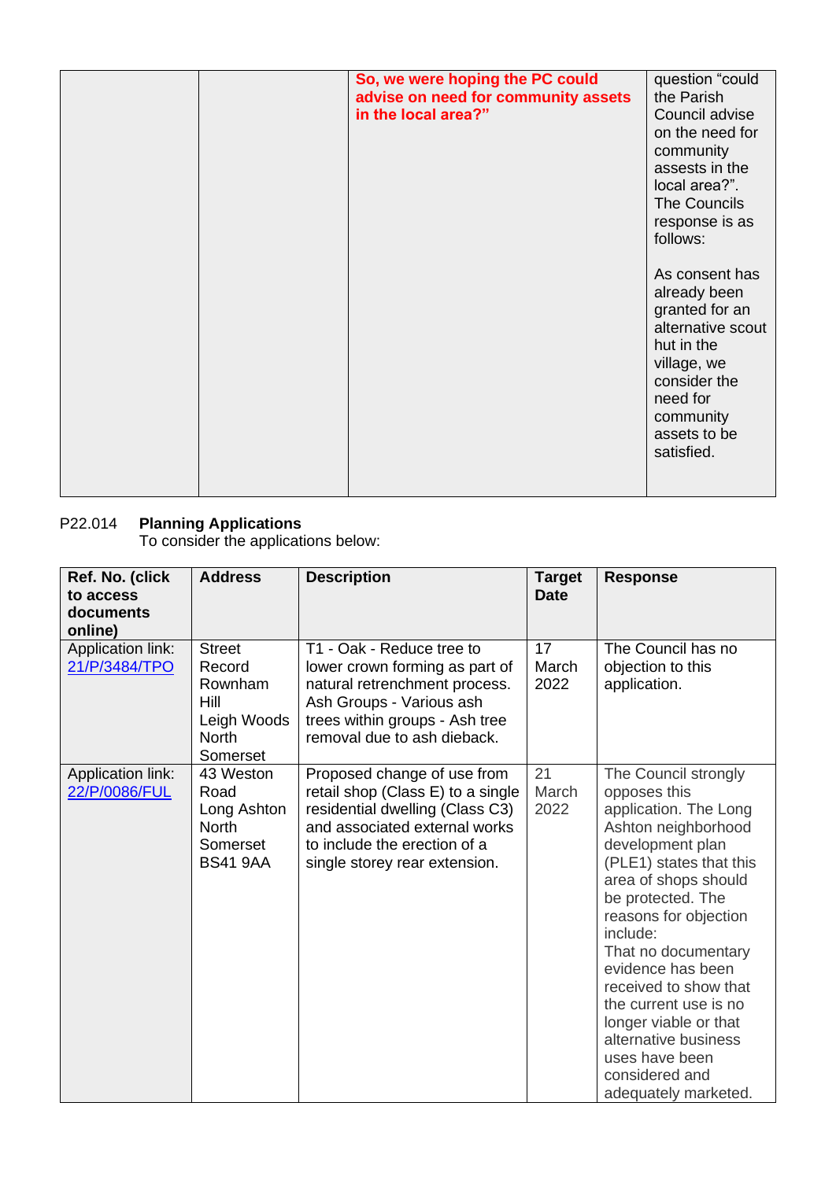| | | **So, we were hoping the PC could advise on need for community assets in the local area?"** | question "could the Parish Council advise on the need for community assests in the local area?". The Councils response is as follows:<br><br>As consent has already been granted for an alternative scout hut in the village, we consider the need for community assets to be satisfied. |
|---|---|---|---|

P22.014 **Planning Applications**
To consider the applications below:

| **Ref. No. (click to access documents online)** | **Address** | **Description** | **Target Date** | **Response** |
|---|---|---|---|---|
| Application link: 21/P/3484/TPO | Street Record Rownham Hill Leigh Woods North Somerset | T1 - Oak - Reduce tree to lower crown forming as part of natural retrenchment process. Ash Groups - Various ash trees within groups - Ash tree removal due to ash dieback. | 17 March 2022 | The Council has no objection to this application. |
| Application link: 22/P/0086/FUL | 43 Weston Road Long Ashton North Somerset BS41 9AA | Proposed change of use from retail shop (Class E) to a single residential dwelling (Class C3) and associated external works to include the erection of a single storey rear extension. | 21 March 2022 | The Council strongly opposes this application. The Long Ashton neighborhood development plan (PLE1) states that this area of shops should be protected. The reasons for objection include:<br>That no documentary evidence has been received to show that the current use is no longer viable or that alternative business uses have been considered and adequately marketed. |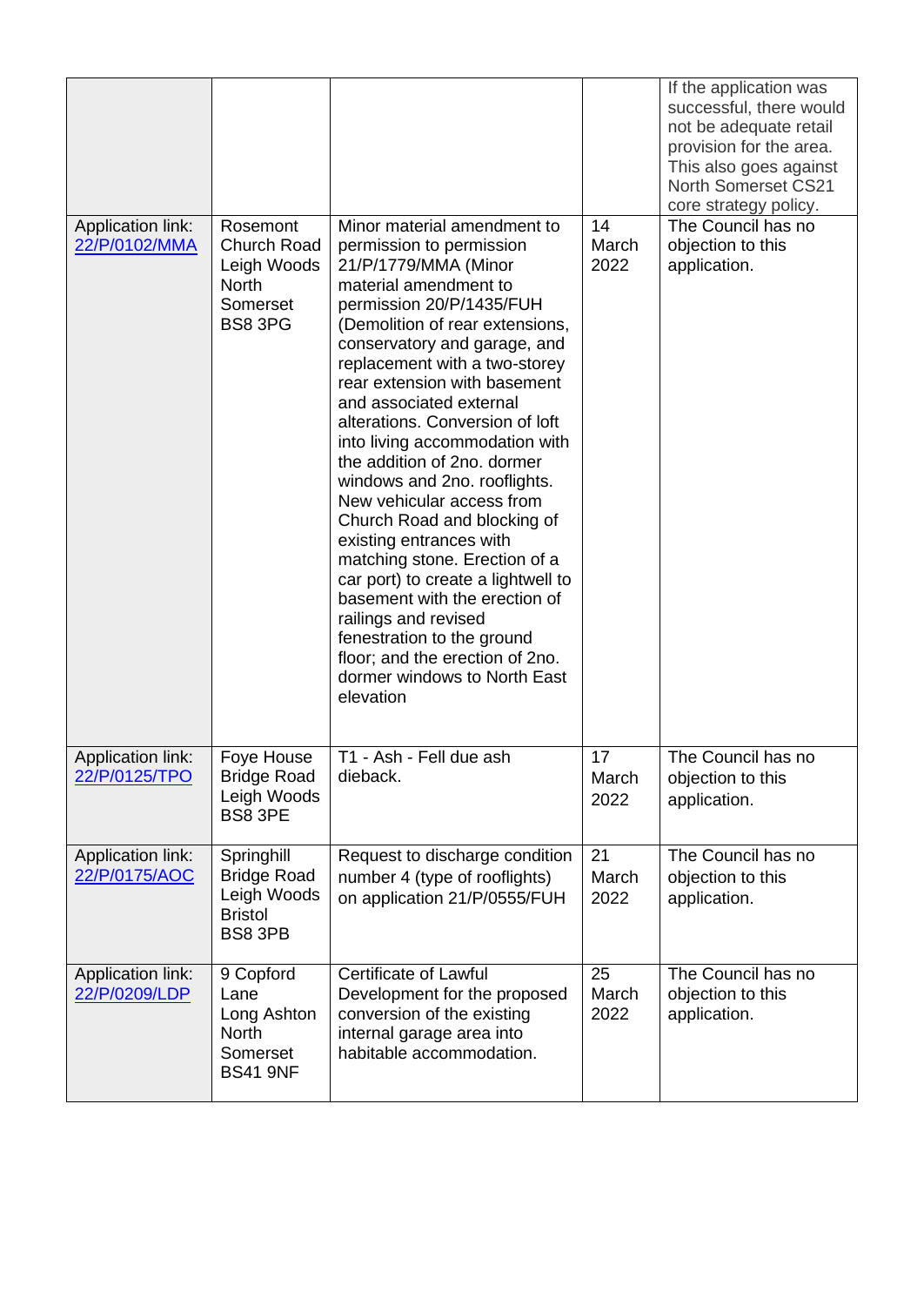| | | | | |
|---|---|---|---|---|
| | | | | If the application was successful, there would not be adequate retail provision for the area. This also goes against North Somerset CS21 core strategy policy. |
| Application link: 22/P/0102/MMA | Rosemont Church Road Leigh Woods North Somerset BS8 3PG | Minor material amendment to permission to permission 21/P/1779/MMA (Minor material amendment to permission 20/P/1435/FUH (Demolition of rear extensions, conservatory and garage, and replacement with a two-storey rear extension with basement and associated external alterations. Conversion of loft into living accommodation with the addition of 2no. dormer windows and 2no. rooflights. New vehicular access from Church Road and blocking of existing entrances with matching stone. Erection of a car port) to create a lightwell to basement with the erection of railings and revised fenestration to the ground floor; and the erection of 2no. dormer windows to North East elevation | 14 March 2022 | The Council has no objection to this application. |
| Application link: 22/P/0125/TPO | Foye House Bridge Road Leigh Woods BS8 3PE | T1 - Ash - Fell due ash dieback. | 17 March 2022 | The Council has no objection to this application. |
| Application link: 22/P/0175/AOC | Springhill Bridge Road Leigh Woods Bristol BS8 3PB | Request to discharge condition number 4 (type of rooflights) on application 21/P/0555/FUH | 21 March 2022 | The Council has no objection to this application. |
| Application link: 22/P/0209/LDP | 9 Copford Lane Long Ashton North Somerset BS41 9NF | Certificate of Lawful Development for the proposed conversion of the existing internal garage area into habitable accommodation. | 25 March 2022 | The Council has no objection to this application. |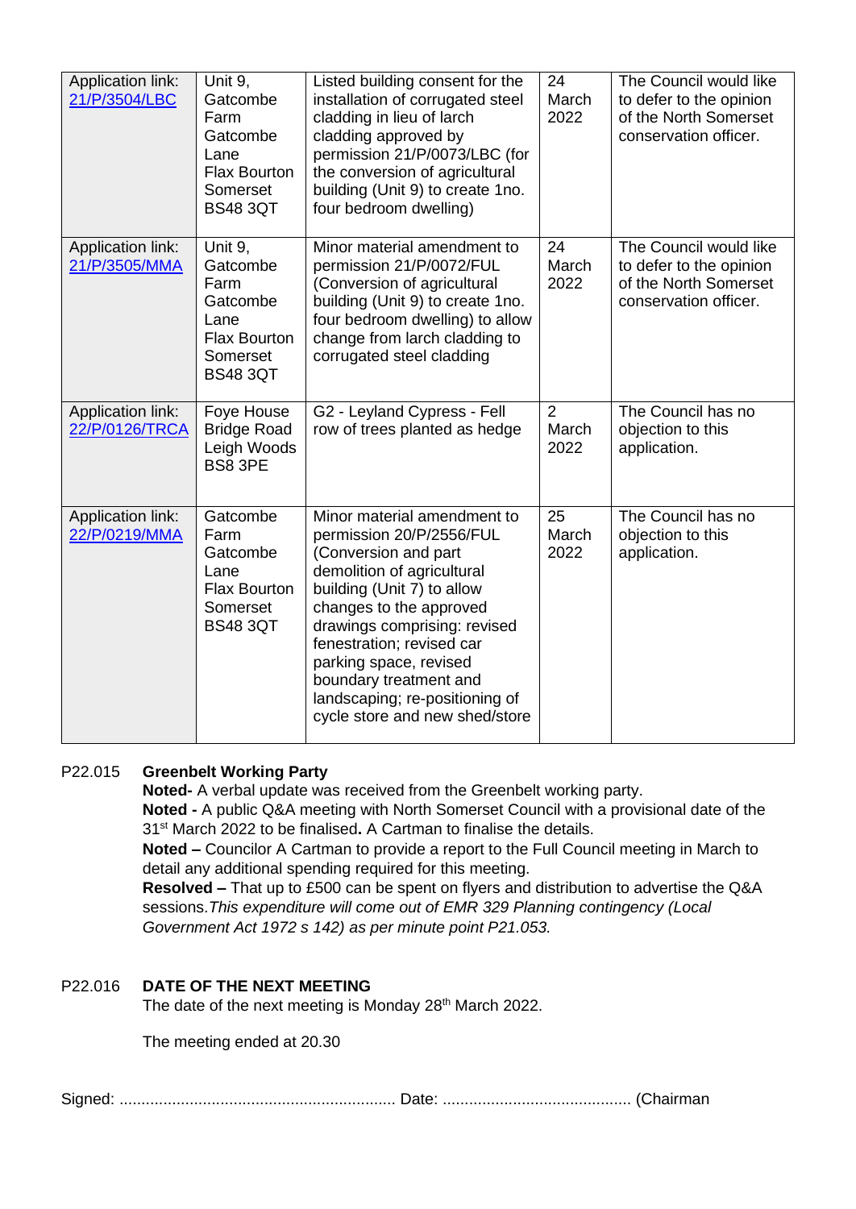| | | | | |
|---|---|---|---|---|
| Application link: 21/P/3504/LBC | Unit 9, Gatcombe Farm Gatcombe Lane Flax Bourton Somerset BS48 3QT | Listed building consent for the installation of corrugated steel cladding in lieu of larch cladding approved by permission 21/P/0073/LBC (for the conversion of agricultural building (Unit 9) to create 1no. four bedroom dwelling) | 24 March 2022 | The Council would like to defer to the opinion of the North Somerset conservation officer. |
| Application link: 21/P/3505/MMA | Unit 9, Gatcombe Farm Gatcombe Lane Flax Bourton Somerset BS48 3QT | Minor material amendment to permission 21/P/0072/FUL (Conversion of agricultural building (Unit 9) to create 1no. four bedroom dwelling) to allow change from larch cladding to corrugated steel cladding | 24 March 2022 | The Council would like to defer to the opinion of the North Somerset conservation officer. |
| Application link: 22/P/0126/TRCA | Foye House Bridge Road Leigh Woods BS8 3PE | G2 - Leyland Cypress - Fell row of trees planted as hedge | 2 March 2022 | The Council has no objection to this application. |
| Application link: 22/P/0219/MMA | Gatcombe Farm Gatcombe Lane Flax Bourton Somerset BS48 3QT | Minor material amendment to permission 20/P/2556/FUL (Conversion and part demolition of agricultural building (Unit 7) to allow changes to the approved drawings comprising: revised fenestration; revised car parking space, revised boundary treatment and landscaping; re-positioning of cycle store and new shed/store | 25 March 2022 | The Council has no objection to this application. |

P22.015 **Greenbelt Working Party**

**Noted-** A verbal update was received from the Greenbelt working party.

**Noted -** A public Q&A meeting with North Somerset Council with a provisional date of the 31st March 2022 to be finalised**.** A Cartman to finalise the details.

**Noted –** Councilor A Cartman to provide a report to the Full Council meeting in March to detail any additional spending required for this meeting.

**Resolved –** That up to £500 can be spent on flyers and distribution to advertise the Q&A sessions.*This expenditure will come out of EMR 329 Planning contingency (Local Government Act 1972 s 142) as per minute point P21.053.*

P22.016 **DATE OF THE NEXT MEETING**

The date of the next meeting is Monday 28th March 2022.

The meeting ended at 20.30

Signed: .............................................................. Date: .......................................... (Chairman